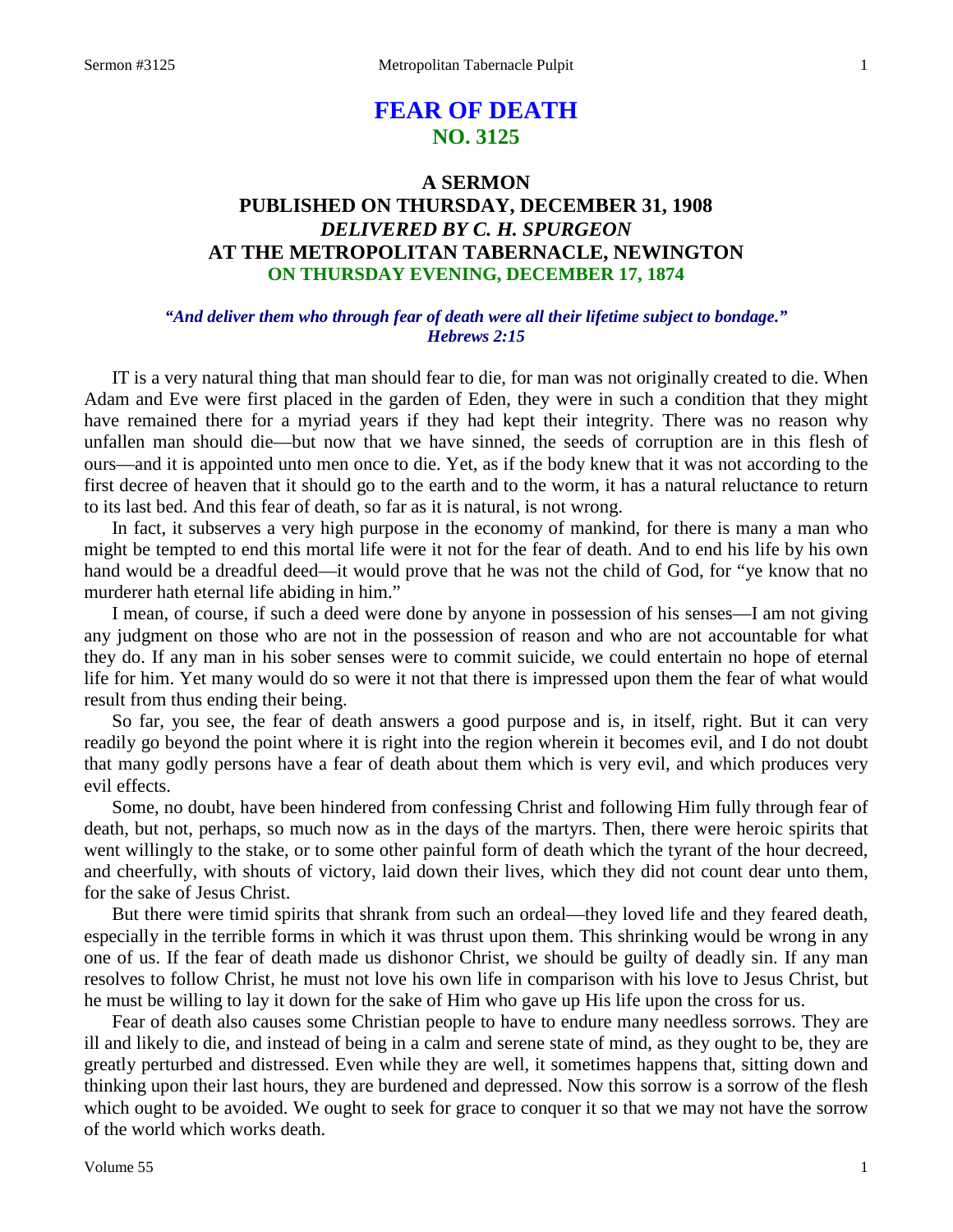# FEAR OF DEATH
## NO. 3125

### A SERMON
### PUBLISHED ON THURSDAY, DECEMBER 31, 1908
### *DELIVERED BY C. H. SPURGEON*
### AT THE METROPOLITAN TABERNACLE, NEWINGTON
### ON THURSDAY EVENING, DECEMBER 17, 1874

***"And deliver them who through fear of death were all their lifetime subject to bondage." Hebrews 2:15***

IT is a very natural thing that man should fear to die, for man was not originally created to die. When Adam and Eve were first placed in the garden of Eden, they were in such a condition that they might have remained there for a myriad years if they had kept their integrity. There was no reason why unfallen man should die—but now that we have sinned, the seeds of corruption are in this flesh of ours—and it is appointed unto men once to die. Yet, as if the body knew that it was not according to the first decree of heaven that it should go to the earth and to the worm, it has a natural reluctance to return to its last bed. And this fear of death, so far as it is natural, is not wrong.

In fact, it subserves a very high purpose in the economy of mankind, for there is many a man who might be tempted to end this mortal life were it not for the fear of death. And to end his life by his own hand would be a dreadful deed—it would prove that he was not the child of God, for "ye know that no murderer hath eternal life abiding in him."

I mean, of course, if such a deed were done by anyone in possession of his senses—I am not giving any judgment on those who are not in the possession of reason and who are not accountable for what they do. If any man in his sober senses were to commit suicide, we could entertain no hope of eternal life for him. Yet many would do so were it not that there is impressed upon them the fear of what would result from thus ending their being.

So far, you see, the fear of death answers a good purpose and is, in itself, right. But it can very readily go beyond the point where it is right into the region wherein it becomes evil, and I do not doubt that many godly persons have a fear of death about them which is very evil, and which produces very evil effects.

Some, no doubt, have been hindered from confessing Christ and following Him fully through fear of death, but not, perhaps, so much now as in the days of the martyrs. Then, there were heroic spirits that went willingly to the stake, or to some other painful form of death which the tyrant of the hour decreed, and cheerfully, with shouts of victory, laid down their lives, which they did not count dear unto them, for the sake of Jesus Christ.

But there were timid spirits that shrank from such an ordeal—they loved life and they feared death, especially in the terrible forms in which it was thrust upon them. This shrinking would be wrong in any one of us. If the fear of death made us dishonor Christ, we should be guilty of deadly sin. If any man resolves to follow Christ, he must not love his own life in comparison with his love to Jesus Christ, but he must be willing to lay it down for the sake of Him who gave up His life upon the cross for us.

Fear of death also causes some Christian people to have to endure many needless sorrows. They are ill and likely to die, and instead of being in a calm and serene state of mind, as they ought to be, they are greatly perturbed and distressed. Even while they are well, it sometimes happens that, sitting down and thinking upon their last hours, they are burdened and depressed. Now this sorrow is a sorrow of the flesh which ought to be avoided. We ought to seek for grace to conquer it so that we may not have the sorrow of the world which works death.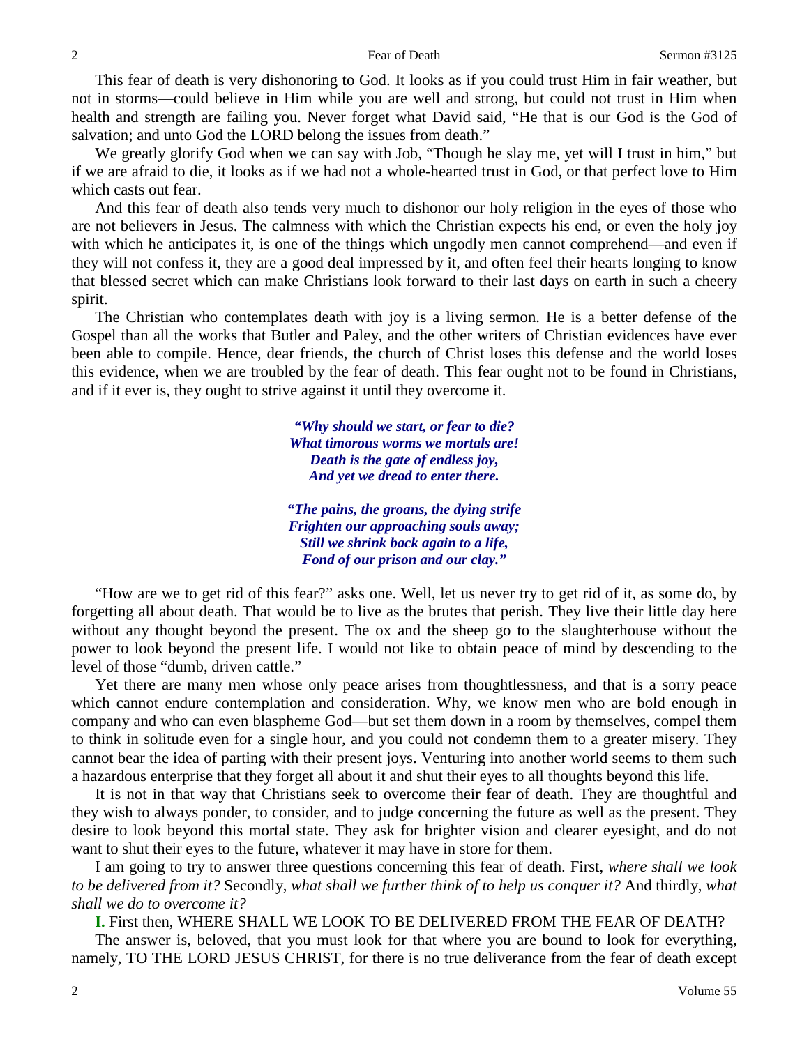This fear of death is very dishonoring to God. It looks as if you could trust Him in fair weather, but not in storms—could believe in Him while you are well and strong, but could not trust in Him when health and strength are failing you. Never forget what David said, "He that is our God is the God of salvation; and unto God the LORD belong the issues from death."

We greatly glorify God when we can say with Job, "Though he slay me, yet will I trust in him," but if we are afraid to die, it looks as if we had not a whole-hearted trust in God, or that perfect love to Him which casts out fear.

And this fear of death also tends very much to dishonor our holy religion in the eyes of those who are not believers in Jesus. The calmness with which the Christian expects his end, or even the holy joy with which he anticipates it, is one of the things which ungodly men cannot comprehend—and even if they will not confess it, they are a good deal impressed by it, and often feel their hearts longing to know that blessed secret which can make Christians look forward to their last days on earth in such a cheery spirit.

The Christian who contemplates death with joy is a living sermon. He is a better defense of the Gospel than all the works that Butler and Paley, and the other writers of Christian evidences have ever been able to compile. Hence, dear friends, the church of Christ loses this defense and the world loses this evidence, when we are troubled by the fear of death. This fear ought not to be found in Christians, and if it ever is, they ought to strive against it until they overcome it.

> ***"Why should we start, or fear to die?***
> ***What timorous worms we mortals are!***
> ***Death is the gate of endless joy,***
> ***And yet we dread to enter there.***
>
> ***"The pains, the groans, the dying strife***
> ***Frighten our approaching souls away;***
> ***Still we shrink back again to a life,***
> ***Fond of our prison and our clay."***

"How are we to get rid of this fear?" asks one. Well, let us never try to get rid of it, as some do, by forgetting all about death. That would be to live as the brutes that perish. They live their little day here without any thought beyond the present. The ox and the sheep go to the slaughterhouse without the power to look beyond the present life. I would not like to obtain peace of mind by descending to the level of those "dumb, driven cattle."

Yet there are many men whose only peace arises from thoughtlessness, and that is a sorry peace which cannot endure contemplation and consideration. Why, we know men who are bold enough in company and who can even blaspheme God—but set them down in a room by themselves, compel them to think in solitude even for a single hour, and you could not condemn them to a greater misery. They cannot bear the idea of parting with their present joys. Venturing into another world seems to them such a hazardous enterprise that they forget all about it and shut their eyes to all thoughts beyond this life.

It is not in that way that Christians seek to overcome their fear of death. They are thoughtful and they wish to always ponder, to consider, and to judge concerning the future as well as the present. They desire to look beyond this mortal state. They ask for brighter vision and clearer eyesight, and do not want to shut their eyes to the future, whatever it may have in store for them.

I am going to try to answer three questions concerning this fear of death. First, *where shall we look to be delivered from it?* Secondly, *what shall we further think of to help us conquer it?* And thirdly, *what shall we do to overcome it?*

**I.** First then, WHERE SHALL WE LOOK TO BE DELIVERED FROM THE FEAR OF DEATH?

The answer is, beloved, that you must look for that where you are bound to look for everything, namely, TO THE LORD JESUS CHRIST, for there is no true deliverance from the fear of death except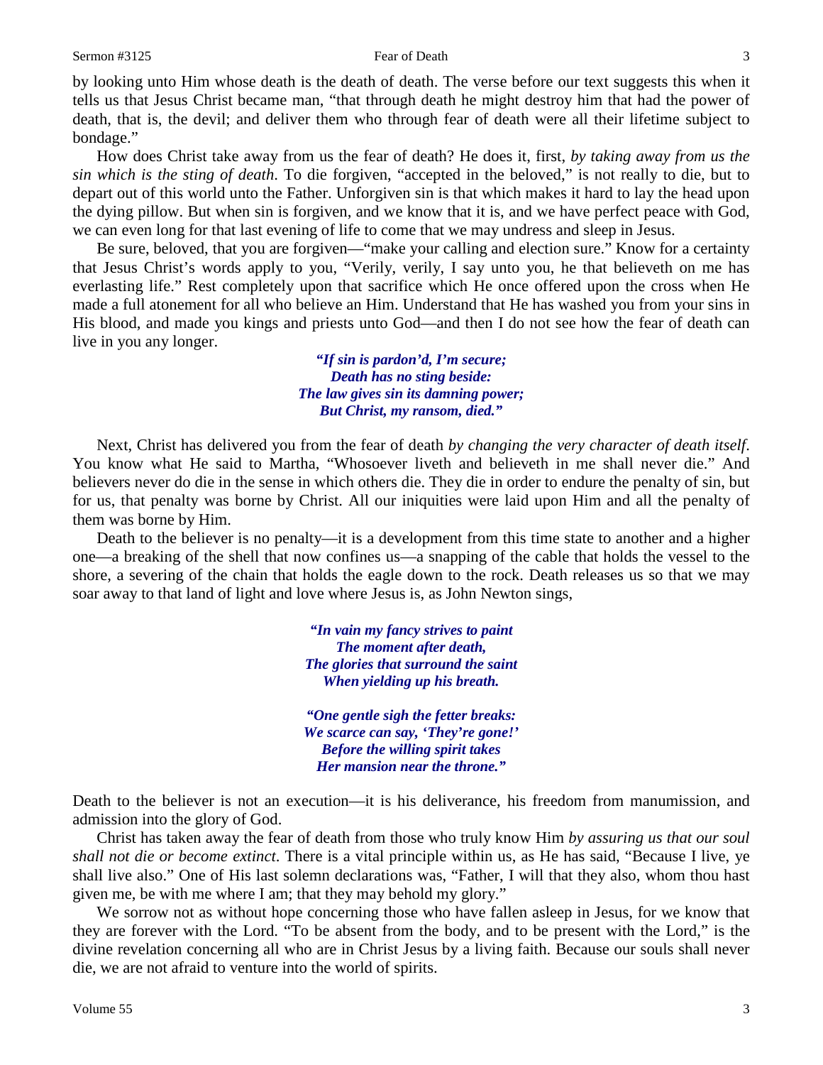by looking unto Him whose death is the death of death. The verse before our text suggests this when it tells us that Jesus Christ became man, "that through death he might destroy him that had the power of death, that is, the devil; and deliver them who through fear of death were all their lifetime subject to bondage."

How does Christ take away from us the fear of death? He does it, first, *by taking away from us the sin which is the sting of death*. To die forgiven, "accepted in the beloved," is not really to die, but to depart out of this world unto the Father. Unforgiven sin is that which makes it hard to lay the head upon the dying pillow. But when sin is forgiven, and we know that it is, and we have perfect peace with God, we can even long for that last evening of life to come that we may undress and sleep in Jesus.

Be sure, beloved, that you are forgiven—"make your calling and election sure." Know for a certainty that Jesus Christ's words apply to you, "Verily, verily, I say unto you, he that believeth on me has everlasting life." Rest completely upon that sacrifice which He once offered upon the cross when He made a full atonement for all who believe an Him. Understand that He has washed you from your sins in His blood, and made you kings and priests unto God—and then I do not see how the fear of death can live in you any longer.

> ***"If sin is pardon'd, I'm secure;***
> ***Death has no sting beside:***
> ***The law gives sin its damning power;***
> ***But Christ, my ransom, died."***

Next, Christ has delivered you from the fear of death *by changing the very character of death itself*. You know what He said to Martha, "Whosoever liveth and believeth in me shall never die." And believers never do die in the sense in which others die. They die in order to endure the penalty of sin, but for us, that penalty was borne by Christ. All our iniquities were laid upon Him and all the penalty of them was borne by Him.

Death to the believer is no penalty—it is a development from this time state to another and a higher one—a breaking of the shell that now confines us—a snapping of the cable that holds the vessel to the shore, a severing of the chain that holds the eagle down to the rock. Death releases us so that we may soar away to that land of light and love where Jesus is, as John Newton sings,

> ***"In vain my fancy strives to paint***
> ***The moment after death,***
> ***The glories that surround the saint***
> ***When yielding up his breath.***
>
> ***"One gentle sigh the fetter breaks:***
> ***We scarce can say, 'They're gone!'***
> ***Before the willing spirit takes***
> ***Her mansion near the throne."***

Death to the believer is not an execution—it is his deliverance, his freedom from manumission, and admission into the glory of God.

Christ has taken away the fear of death from those who truly know Him *by assuring us that our soul shall not die or become extinct*. There is a vital principle within us, as He has said, "Because I live, ye shall live also." One of His last solemn declarations was, "Father, I will that they also, whom thou hast given me, be with me where I am; that they may behold my glory."

We sorrow not as without hope concerning those who have fallen asleep in Jesus, for we know that they are forever with the Lord. "To be absent from the body, and to be present with the Lord," is the divine revelation concerning all who are in Christ Jesus by a living faith. Because our souls shall never die, we are not afraid to venture into the world of spirits.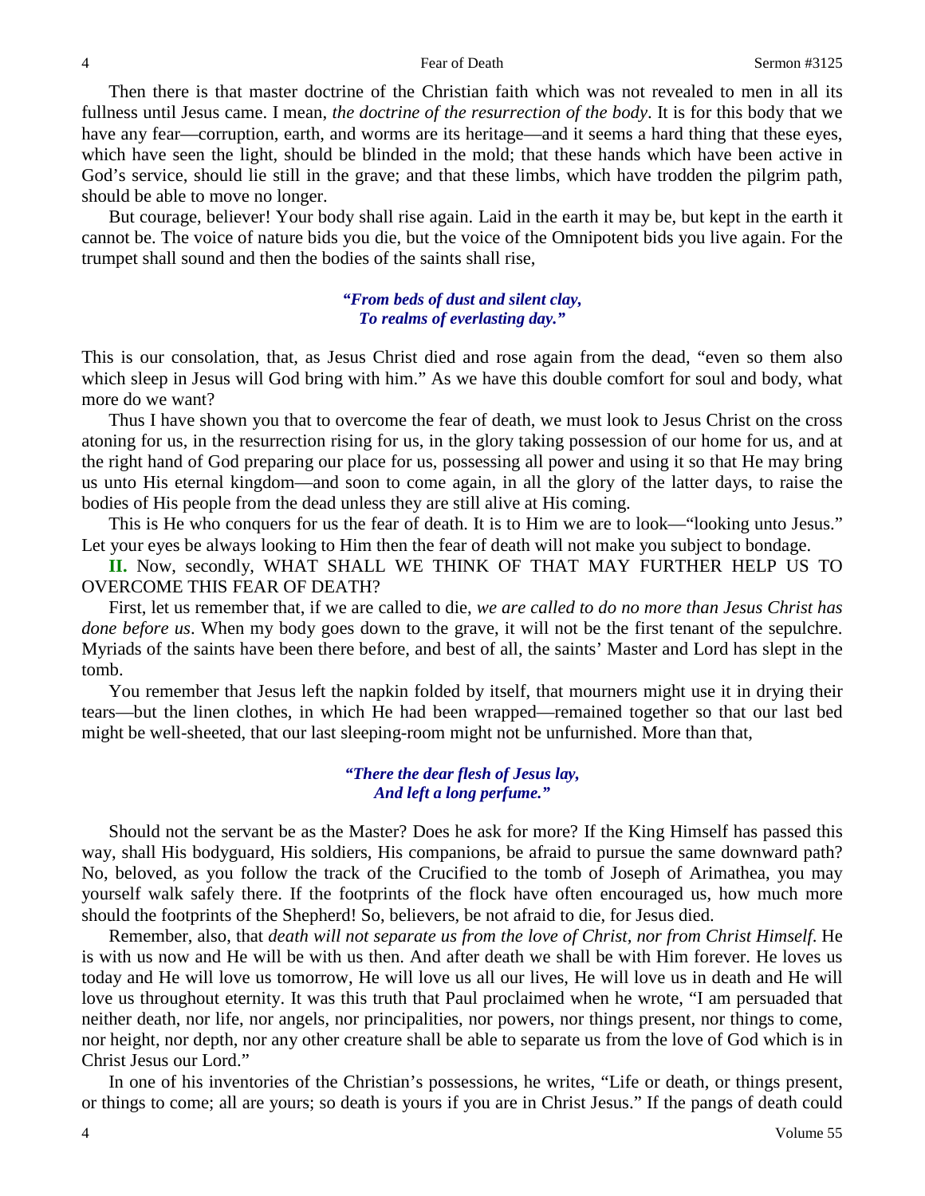Then there is that master doctrine of the Christian faith which was not revealed to men in all its fullness until Jesus came. I mean, *the doctrine of the resurrection of the body*. It is for this body that we have any fear—corruption, earth, and worms are its heritage—and it seems a hard thing that these eyes, which have seen the light, should be blinded in the mold; that these hands which have been active in God's service, should lie still in the grave; and that these limbs, which have trodden the pilgrim path, should be able to move no longer.

But courage, believer! Your body shall rise again. Laid in the earth it may be, but kept in the earth it cannot be. The voice of nature bids you die, but the voice of the Omnipotent bids you live again. For the trumpet shall sound and then the bodies of the saints shall rise,

> ***"From beds of dust and silent clay,***
> ***To realms of everlasting day."***

This is our consolation, that, as Jesus Christ died and rose again from the dead, "even so them also which sleep in Jesus will God bring with him." As we have this double comfort for soul and body, what more do we want?

Thus I have shown you that to overcome the fear of death, we must look to Jesus Christ on the cross atoning for us, in the resurrection rising for us, in the glory taking possession of our home for us, and at the right hand of God preparing our place for us, possessing all power and using it so that He may bring us unto His eternal kingdom—and soon to come again, in all the glory of the latter days, to raise the bodies of His people from the dead unless they are still alive at His coming.

This is He who conquers for us the fear of death. It is to Him we are to look—"looking unto Jesus." Let your eyes be always looking to Him then the fear of death will not make you subject to bondage.

**II.** Now, secondly, WHAT SHALL WE THINK OF THAT MAY FURTHER HELP US TO OVERCOME THIS FEAR OF DEATH?

First, let us remember that, if we are called to die, *we are called to do no more than Jesus Christ has done before us*. When my body goes down to the grave, it will not be the first tenant of the sepulchre. Myriads of the saints have been there before, and best of all, the saints' Master and Lord has slept in the tomb.

You remember that Jesus left the napkin folded by itself, that mourners might use it in drying their tears—but the linen clothes, in which He had been wrapped—remained together so that our last bed might be well-sheeted, that our last sleeping-room might not be unfurnished. More than that,

> ***"There the dear flesh of Jesus lay,***
> ***And left a long perfume."***

Should not the servant be as the Master? Does he ask for more? If the King Himself has passed this way, shall His bodyguard, His soldiers, His companions, be afraid to pursue the same downward path? No, beloved, as you follow the track of the Crucified to the tomb of Joseph of Arimathea, you may yourself walk safely there. If the footprints of the flock have often encouraged us, how much more should the footprints of the Shepherd! So, believers, be not afraid to die, for Jesus died.

Remember, also, that *death will not separate us from the love of Christ, nor from Christ Himself*. He is with us now and He will be with us then. And after death we shall be with Him forever. He loves us today and He will love us tomorrow, He will love us all our lives, He will love us in death and He will love us throughout eternity. It was this truth that Paul proclaimed when he wrote, "I am persuaded that neither death, nor life, nor angels, nor principalities, nor powers, nor things present, nor things to come, nor height, nor depth, nor any other creature shall be able to separate us from the love of God which is in Christ Jesus our Lord."

In one of his inventories of the Christian's possessions, he writes, "Life or death, or things present, or things to come; all are yours; so death is yours if you are in Christ Jesus." If the pangs of death could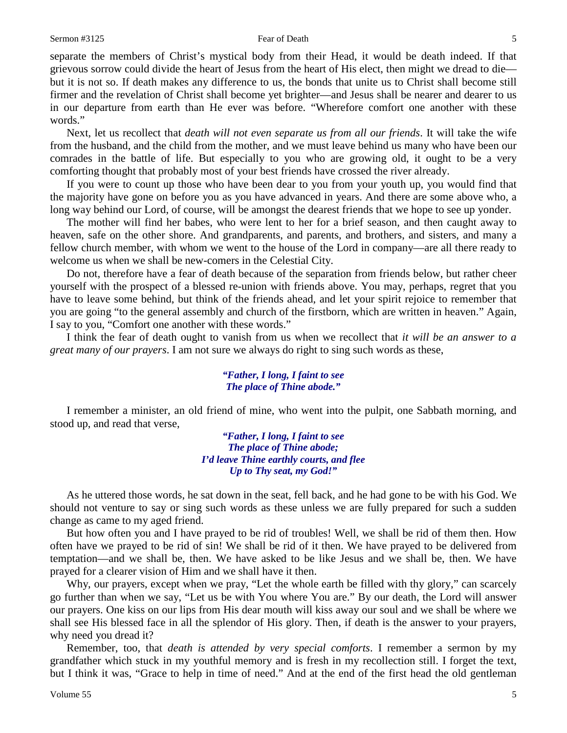separate the members of Christ's mystical body from their Head, it would be death indeed. If that grievous sorrow could divide the heart of Jesus from the heart of His elect, then might we dread to die—but it is not so. If death makes any difference to us, the bonds that unite us to Christ shall become still firmer and the revelation of Christ shall become yet brighter—and Jesus shall be nearer and dearer to us in our departure from earth than He ever was before. "Wherefore comfort one another with these words."

Next, let us recollect that *death will not even separate us from all our friends*. It will take the wife from the husband, and the child from the mother, and we must leave behind us many who have been our comrades in the battle of life. But especially to you who are growing old, it ought to be a very comforting thought that probably most of your best friends have crossed the river already.

If you were to count up those who have been dear to you from your youth up, you would find that the majority have gone on before you as you have advanced in years. And there are some above who, a long way behind our Lord, of course, will be amongst the dearest friends that we hope to see up yonder.

The mother will find her babes, who were lent to her for a brief season, and then caught away to heaven, safe on the other shore. And grandparents, and parents, and brothers, and sisters, and many a fellow church member, with whom we went to the house of the Lord in company—are all there ready to welcome us when we shall be new-comers in the Celestial City.

Do not, therefore have a fear of death because of the separation from friends below, but rather cheer yourself with the prospect of a blessed re-union with friends above. You may, perhaps, regret that you have to leave some behind, but think of the friends ahead, and let your spirit rejoice to remember that you are going "to the general assembly and church of the firstborn, which are written in heaven." Again, I say to you, "Comfort one another with these words."

I think the fear of death ought to vanish from us when we recollect that *it will be an answer to a great many of our prayers*. I am not sure we always do right to sing such words as these,

> ***"Father, I long, I faint to see***
> ***The place of Thine abode."***

I remember a minister, an old friend of mine, who went into the pulpit, one Sabbath morning, and stood up, and read that verse,

> ***"Father, I long, I faint to see***
> ***The place of Thine abode;***
> ***I'd leave Thine earthly courts, and flee***
> ***Up to Thy seat, my God!"***

As he uttered those words, he sat down in the seat, fell back, and he had gone to be with his God. We should not venture to say or sing such words as these unless we are fully prepared for such a sudden change as came to my aged friend.

But how often you and I have prayed to be rid of troubles! Well, we shall be rid of them then. How often have we prayed to be rid of sin! We shall be rid of it then. We have prayed to be delivered from temptation—and we shall be, then. We have asked to be like Jesus and we shall be, then. We have prayed for a clearer vision of Him and we shall have it then.

Why, our prayers, except when we pray, "Let the whole earth be filled with thy glory," can scarcely go further than when we say, "Let us be with You where You are." By our death, the Lord will answer our prayers. One kiss on our lips from His dear mouth will kiss away our soul and we shall be where we shall see His blessed face in all the splendor of His glory. Then, if death is the answer to your prayers, why need you dread it?

Remember, too, that *death is attended by very special comforts*. I remember a sermon by my grandfather which stuck in my youthful memory and is fresh in my recollection still. I forget the text, but I think it was, "Grace to help in time of need." And at the end of the first head the old gentleman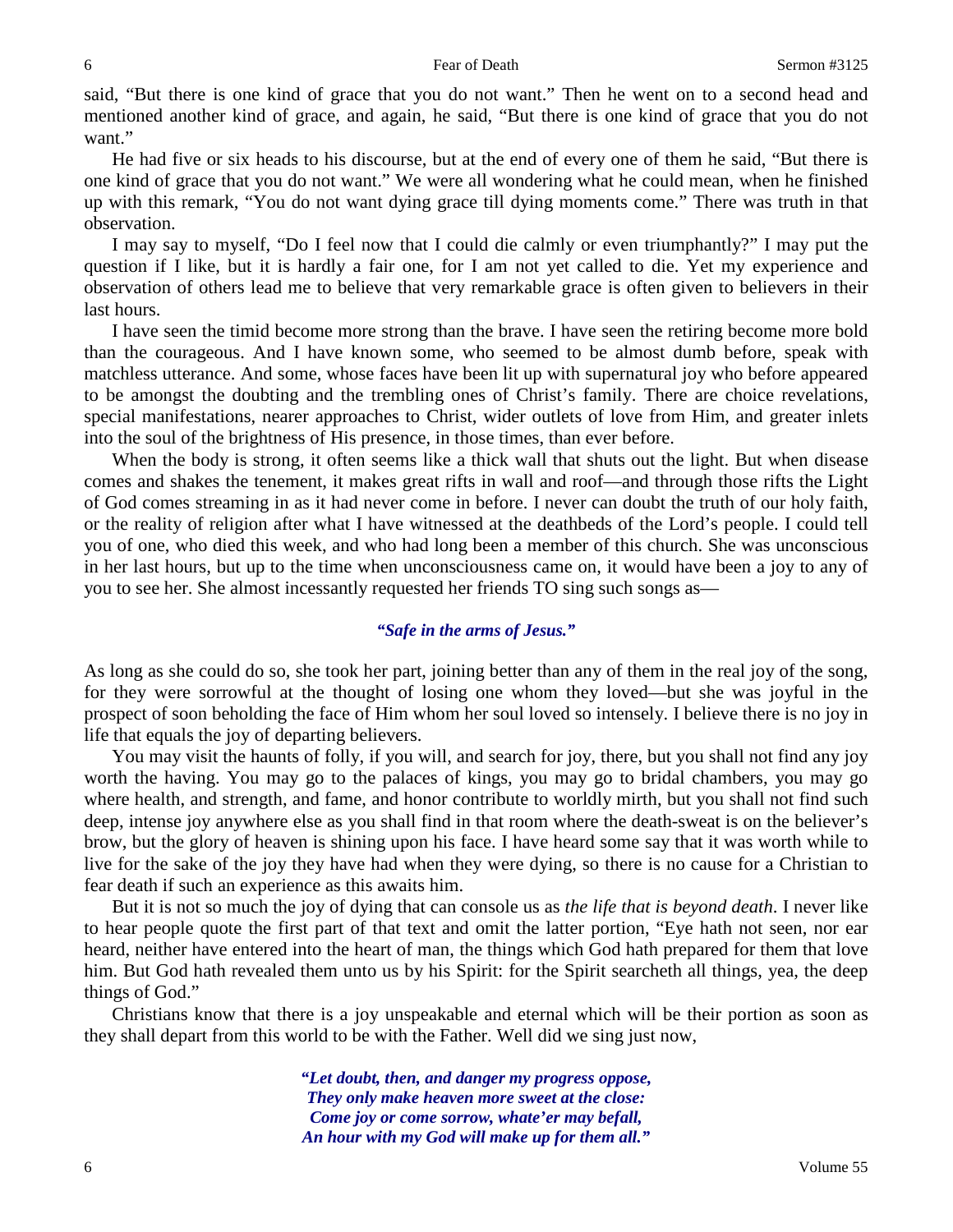said, "But there is one kind of grace that you do not want." Then he went on to a second head and mentioned another kind of grace, and again, he said, "But there is one kind of grace that you do not want."

He had five or six heads to his discourse, but at the end of every one of them he said, "But there is one kind of grace that you do not want." We were all wondering what he could mean, when he finished up with this remark, "You do not want dying grace till dying moments come." There was truth in that observation.

I may say to myself, "Do I feel now that I could die calmly or even triumphantly?" I may put the question if I like, but it is hardly a fair one, for I am not yet called to die. Yet my experience and observation of others lead me to believe that very remarkable grace is often given to believers in their last hours.

I have seen the timid become more strong than the brave. I have seen the retiring become more bold than the courageous. And I have known some, who seemed to be almost dumb before, speak with matchless utterance. And some, whose faces have been lit up with supernatural joy who before appeared to be amongst the doubting and the trembling ones of Christ's family. There are choice revelations, special manifestations, nearer approaches to Christ, wider outlets of love from Him, and greater inlets into the soul of the brightness of His presence, in those times, than ever before.

When the body is strong, it often seems like a thick wall that shuts out the light. But when disease comes and shakes the tenement, it makes great rifts in wall and roof—and through those rifts the Light of God comes streaming in as it had never come in before. I never can doubt the truth of our holy faith, or the reality of religion after what I have witnessed at the deathbeds of the Lord's people. I could tell you of one, who died this week, and who had long been a member of this church. She was unconscious in her last hours, but up to the time when unconsciousness came on, it would have been a joy to any of you to see her. She almost incessantly requested her friends TO sing such songs as—

***"Safe in the arms of Jesus."***

As long as she could do so, she took her part, joining better than any of them in the real joy of the song, for they were sorrowful at the thought of losing one whom they loved—but she was joyful in the prospect of soon beholding the face of Him whom her soul loved so intensely. I believe there is no joy in life that equals the joy of departing believers.

You may visit the haunts of folly, if you will, and search for joy, there, but you shall not find any joy worth the having. You may go to the palaces of kings, you may go to bridal chambers, you may go where health, and strength, and fame, and honor contribute to worldly mirth, but you shall not find such deep, intense joy anywhere else as you shall find in that room where the death-sweat is on the believer's brow, but the glory of heaven is shining upon his face. I have heard some say that it was worth while to live for the sake of the joy they have had when they were dying, so there is no cause for a Christian to fear death if such an experience as this awaits him.

But it is not so much the joy of dying that can console us as *the life that is beyond death*. I never like to hear people quote the first part of that text and omit the latter portion, "Eye hath not seen, nor ear heard, neither have entered into the heart of man, the things which God hath prepared for them that love him. But God hath revealed them unto us by his Spirit: for the Spirit searcheth all things, yea, the deep things of God."

Christians know that there is a joy unspeakable and eternal which will be their portion as soon as they shall depart from this world to be with the Father. Well did we sing just now,

***"Let doubt, then, and danger my progress oppose,***
***They only make heaven more sweet at the close:***
***Come joy or come sorrow, whate'er may befall,***
***An hour with my God will make up for them all."***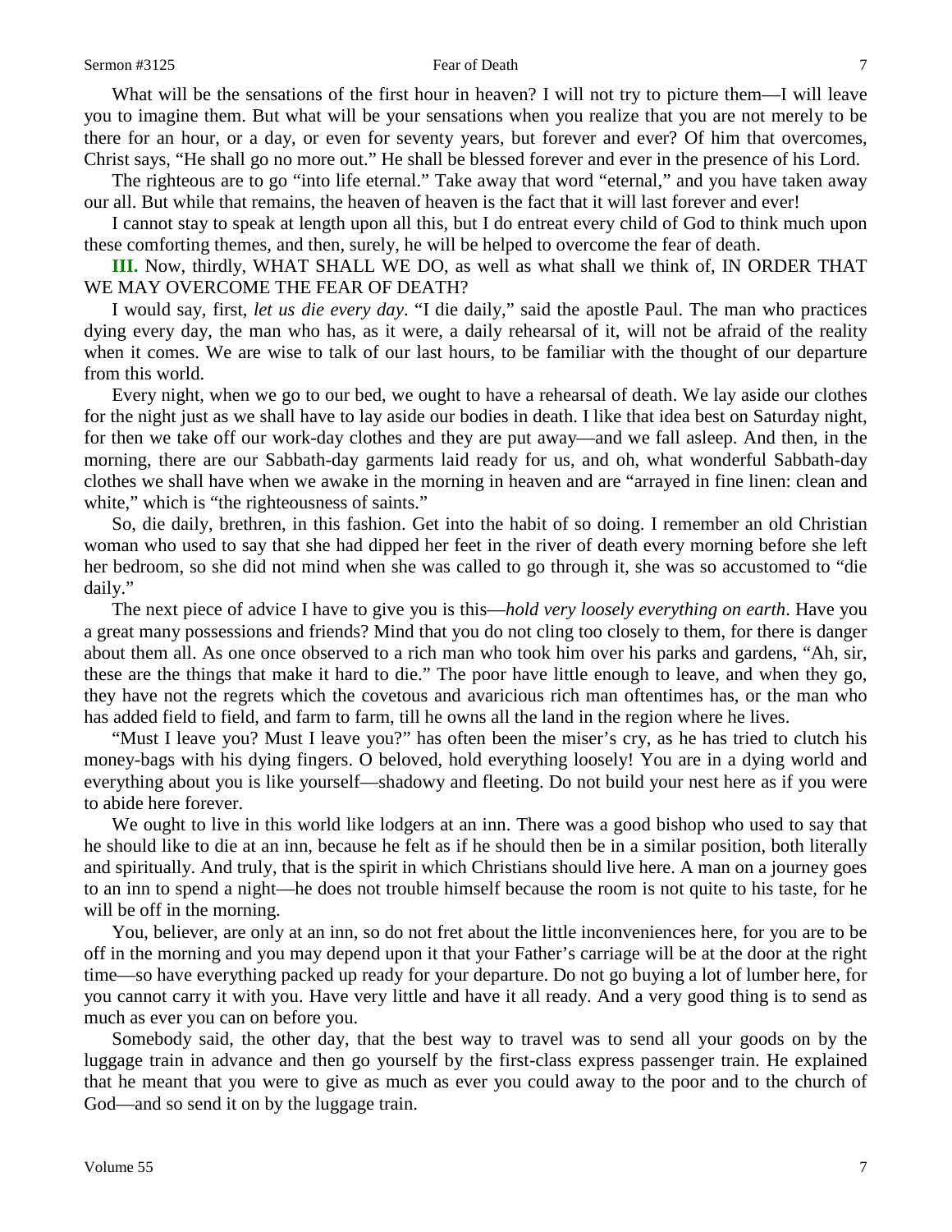What will be the sensations of the first hour in heaven? I will not try to picture them—I will leave you to imagine them. But what will be your sensations when you realize that you are not merely to be there for an hour, or a day, or even for seventy years, but forever and ever? Of him that overcomes, Christ says, "He shall go no more out." He shall be blessed forever and ever in the presence of his Lord.

The righteous are to go "into life eternal." Take away that word "eternal," and you have taken away our all. But while that remains, the heaven of heaven is the fact that it will last forever and ever!

I cannot stay to speak at length upon all this, but I do entreat every child of God to think much upon these comforting themes, and then, surely, he will be helped to overcome the fear of death.

**III.** Now, thirdly, WHAT SHALL WE DO, as well as what shall we think of, IN ORDER THAT WE MAY OVERCOME THE FEAR OF DEATH?

I would say, first, *let us die every day*. "I die daily," said the apostle Paul. The man who practices dying every day, the man who has, as it were, a daily rehearsal of it, will not be afraid of the reality when it comes. We are wise to talk of our last hours, to be familiar with the thought of our departure from this world.

Every night, when we go to our bed, we ought to have a rehearsal of death. We lay aside our clothes for the night just as we shall have to lay aside our bodies in death. I like that idea best on Saturday night, for then we take off our work-day clothes and they are put away—and we fall asleep. And then, in the morning, there are our Sabbath-day garments laid ready for us, and oh, what wonderful Sabbath-day clothes we shall have when we awake in the morning in heaven and are "arrayed in fine linen: clean and white," which is "the righteousness of saints."

So, die daily, brethren, in this fashion. Get into the habit of so doing. I remember an old Christian woman who used to say that she had dipped her feet in the river of death every morning before she left her bedroom, so she did not mind when she was called to go through it, she was so accustomed to "die daily."

The next piece of advice I have to give you is this—*hold very loosely everything on earth*. Have you a great many possessions and friends? Mind that you do not cling too closely to them, for there is danger about them all. As one once observed to a rich man who took him over his parks and gardens, "Ah, sir, these are the things that make it hard to die." The poor have little enough to leave, and when they go, they have not the regrets which the covetous and avaricious rich man oftentimes has, or the man who has added field to field, and farm to farm, till he owns all the land in the region where he lives.

"Must I leave you? Must I leave you?" has often been the miser's cry, as he has tried to clutch his money-bags with his dying fingers. O beloved, hold everything loosely! You are in a dying world and everything about you is like yourself—shadowy and fleeting. Do not build your nest here as if you were to abide here forever.

We ought to live in this world like lodgers at an inn. There was a good bishop who used to say that he should like to die at an inn, because he felt as if he should then be in a similar position, both literally and spiritually. And truly, that is the spirit in which Christians should live here. A man on a journey goes to an inn to spend a night—he does not trouble himself because the room is not quite to his taste, for he will be off in the morning.

You, believer, are only at an inn, so do not fret about the little inconveniences here, for you are to be off in the morning and you may depend upon it that your Father's carriage will be at the door at the right time—so have everything packed up ready for your departure. Do not go buying a lot of lumber here, for you cannot carry it with you. Have very little and have it all ready. And a very good thing is to send as much as ever you can on before you.

Somebody said, the other day, that the best way to travel was to send all your goods on by the luggage train in advance and then go yourself by the first-class express passenger train. He explained that he meant that you were to give as much as ever you could away to the poor and to the church of God—and so send it on by the luggage train.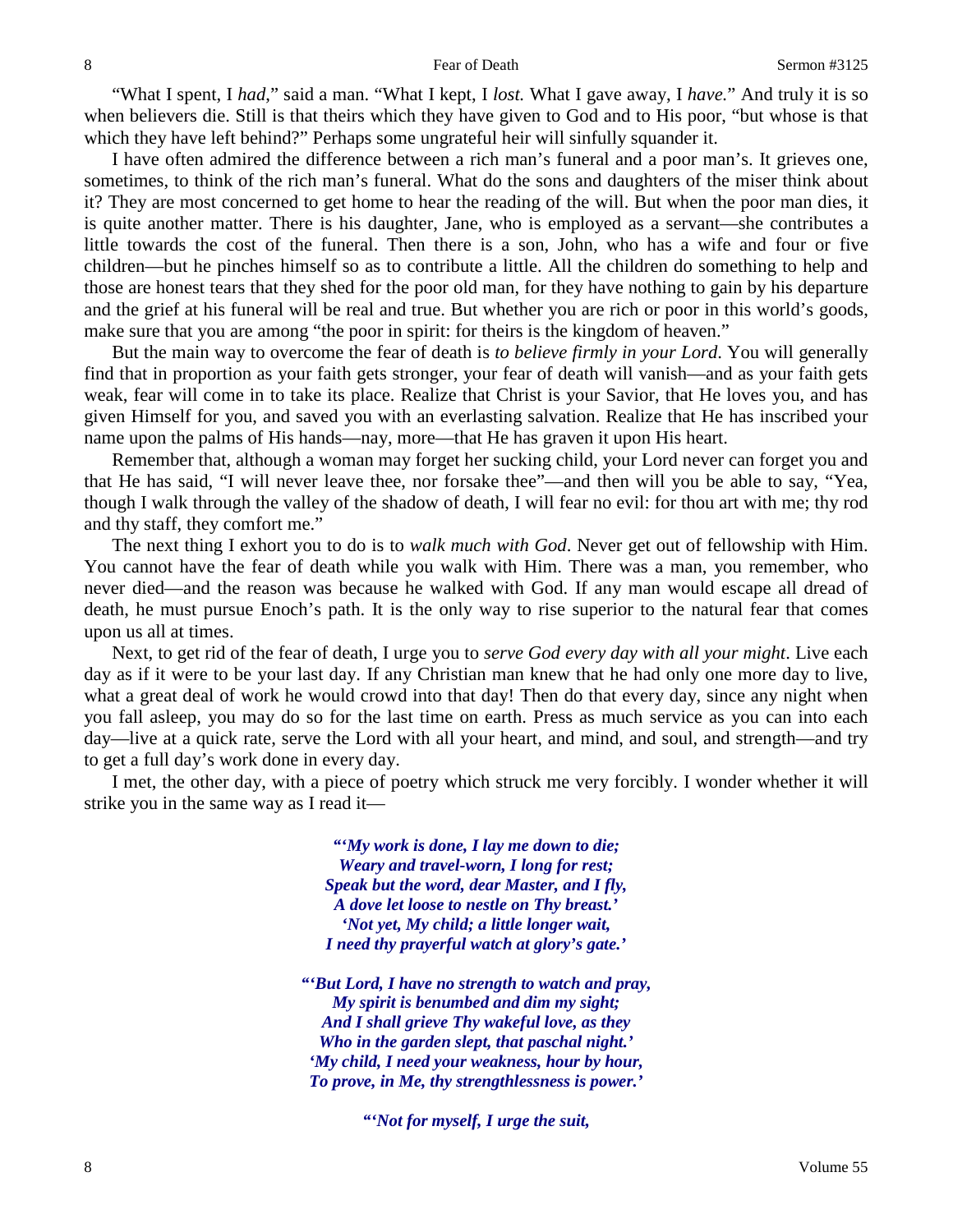"What I spent, I *had*," said a man. "What I kept, I *lost.* What I gave away, I *have.*" And truly it is so when believers die. Still is that theirs which they have given to God and to His poor, "but whose is that which they have left behind?" Perhaps some ungrateful heir will sinfully squander it.

I have often admired the difference between a rich man's funeral and a poor man's. It grieves one, sometimes, to think of the rich man's funeral. What do the sons and daughters of the miser think about it? They are most concerned to get home to hear the reading of the will. But when the poor man dies, it is quite another matter. There is his daughter, Jane, who is employed as a servant—she contributes a little towards the cost of the funeral. Then there is a son, John, who has a wife and four or five children—but he pinches himself so as to contribute a little. All the children do something to help and those are honest tears that they shed for the poor old man, for they have nothing to gain by his departure and the grief at his funeral will be real and true. But whether you are rich or poor in this world's goods, make sure that you are among "the poor in spirit: for theirs is the kingdom of heaven."

But the main way to overcome the fear of death is *to believe firmly in your Lord*. You will generally find that in proportion as your faith gets stronger, your fear of death will vanish—and as your faith gets weak, fear will come in to take its place. Realize that Christ is your Savior, that He loves you, and has given Himself for you, and saved you with an everlasting salvation. Realize that He has inscribed your name upon the palms of His hands—nay, more—that He has graven it upon His heart.

Remember that, although a woman may forget her sucking child, your Lord never can forget you and that He has said, "I will never leave thee, nor forsake thee"—and then will you be able to say, "Yea, though I walk through the valley of the shadow of death, I will fear no evil: for thou art with me; thy rod and thy staff, they comfort me."

The next thing I exhort you to do is to *walk much with God*. Never get out of fellowship with Him. You cannot have the fear of death while you walk with Him. There was a man, you remember, who never died—and the reason was because he walked with God. If any man would escape all dread of death, he must pursue Enoch's path. It is the only way to rise superior to the natural fear that comes upon us all at times.

Next, to get rid of the fear of death, I urge you to *serve God every day with all your might*. Live each day as if it were to be your last day. If any Christian man knew that he had only one more day to live, what a great deal of work he would crowd into that day! Then do that every day, since any night when you fall asleep, you may do so for the last time on earth. Press as much service as you can into each day—live at a quick rate, serve the Lord with all your heart, and mind, and soul, and strength—and try to get a full day's work done in every day.

I met, the other day, with a piece of poetry which struck me very forcibly. I wonder whether it will strike you in the same way as I read it—

> ***"'My work is done, I lay me down to die;***
> ***Weary and travel-worn, I long for rest;***
> ***Speak but the word, dear Master, and I fly,***
> ***A dove let loose to nestle on Thy breast.'***
> ***'Not yet, My child; a little longer wait,***
> ***I need thy prayerful watch at glory's gate.'***
>
> ***"'But Lord, I have no strength to watch and pray,***
> ***My spirit is benumbed and dim my sight;***
> ***And I shall grieve Thy wakeful love, as they***
> ***Who in the garden slept, that paschal night.'***
> ***'My child, I need your weakness, hour by hour,***
> ***To prove, in Me, thy strengthlessness is power.'***
>
> ***"'Not for myself, I urge the suit,***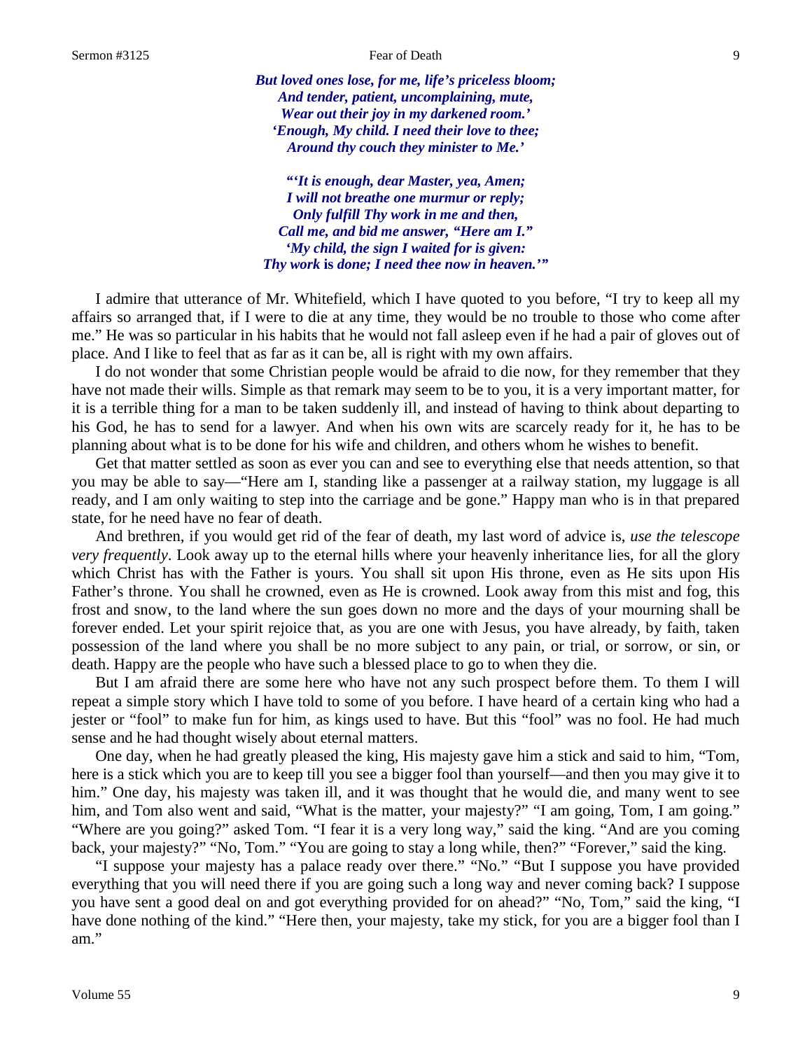*But loved ones lose, for me, life's priceless bloom;*
*And tender, patient, uncomplaining, mute,*
*Wear out their joy in my darkened room.'*
*'Enough, My child. I need their love to thee;*
*Around thy couch they minister to Me.'*

*"'It is enough, dear Master, yea, Amen;*
*I will not breathe one murmur or reply;*
*Only fulfill Thy work in me and then,*
*Call me, and bid me answer, "Here am I."*
*'My child, the sign I waited for is given:*
*Thy work* **is** *done; I need thee now in heaven.'"*

I admire that utterance of Mr. Whitefield, which I have quoted to you before, "I try to keep all my affairs so arranged that, if I were to die at any time, they would be no trouble to those who come after me." He was so particular in his habits that he would not fall asleep even if he had a pair of gloves out of place. And I like to feel that as far as it can be, all is right with my own affairs.

I do not wonder that some Christian people would be afraid to die now, for they remember that they have not made their wills. Simple as that remark may seem to be to you, it is a very important matter, for it is a terrible thing for a man to be taken suddenly ill, and instead of having to think about departing to his God, he has to send for a lawyer. And when his own wits are scarcely ready for it, he has to be planning about what is to be done for his wife and children, and others whom he wishes to benefit.

Get that matter settled as soon as ever you can and see to everything else that needs attention, so that you may be able to say—"Here am I, standing like a passenger at a railway station, my luggage is all ready, and I am only waiting to step into the carriage and be gone." Happy man who is in that prepared state, for he need have no fear of death.

And brethren, if you would get rid of the fear of death, my last word of advice is, *use the telescope very frequently*. Look away up to the eternal hills where your heavenly inheritance lies, for all the glory which Christ has with the Father is yours. You shall sit upon His throne, even as He sits upon His Father's throne. You shall be crowned, even as He is crowned. Look away from this mist and fog, this frost and snow, to the land where the sun goes down no more and the days of your mourning shall be forever ended. Let your spirit rejoice that, as you are one with Jesus, you have already, by faith, taken possession of the land where you shall be no more subject to any pain, or trial, or sorrow, or sin, or death. Happy are the people who have such a blessed place to go to when they die.

But I am afraid there are some here who have not any such prospect before them. To them I will repeat a simple story which I have told to some of you before. I have heard of a certain king who had a jester or "fool" to make fun for him, as kings used to have. But this "fool" was no fool. He had much sense and he had thought wisely about eternal matters.

One day, when he had greatly pleased the king, His majesty gave him a stick and said to him, "Tom, here is a stick which you are to keep till you see a bigger fool than yourself—and then you may give it to him." One day, his majesty was taken ill, and it was thought that he would die, and many went to see him, and Tom also went and said, "What is the matter, your majesty?" "I am going, Tom, I am going." "Where are you going?" asked Tom. "I fear it is a very long way," said the king. "And are you coming back, your majesty?" "No, Tom." "You are going to stay a long while, then?" "Forever," said the king.

"I suppose your majesty has a palace ready over there." "No." "But I suppose you have provided everything that you will need there if you are going such a long way and never coming back? I suppose you have sent a good deal on and got everything provided for on ahead?" "No, Tom," said the king, "I have done nothing of the kind." "Here then, your majesty, take my stick, for you are a bigger fool than I am."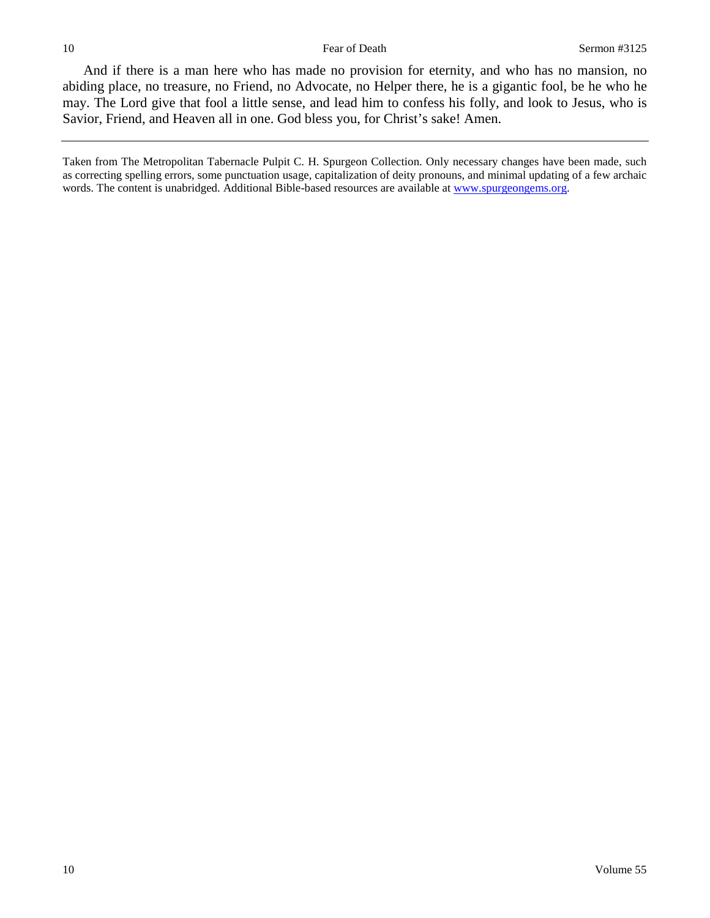And if there is a man here who has made no provision for eternity, and who has no mansion, no abiding place, no treasure, no Friend, no Advocate, no Helper there, he is a gigantic fool, be he who he may. The Lord give that fool a little sense, and lead him to confess his folly, and look to Jesus, who is Savior, Friend, and Heaven all in one. God bless you, for Christ's sake! Amen.

---

Taken from The Metropolitan Tabernacle Pulpit C. H. Spurgeon Collection. Only necessary changes have been made, such as correcting spelling errors, some punctuation usage, capitalization of deity pronouns, and minimal updating of a few archaic words. The content is unabridged. Additional Bible-based resources are available at [www.spurgeongems.org](http://www.spurgeongems.org).